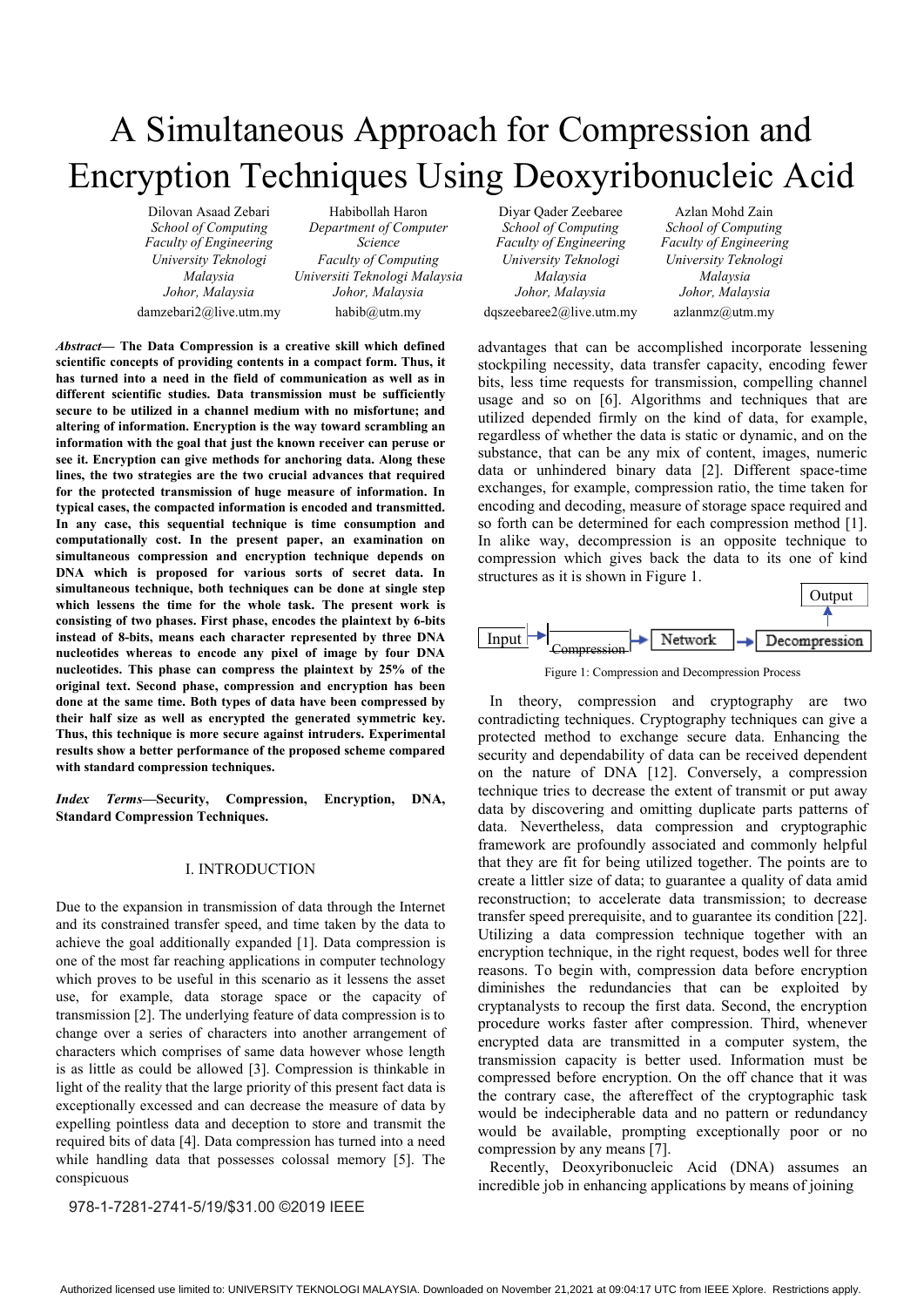# A Simultaneous Approach for Compression and Encryption Techniques Using Deoxyribonucleic Acid

Dilovan Asaad Zebari
*School of Computing*
*Faculty of Engineering*
*University Teknologi Malaysia*
*Johor, Malaysia*
damzebari2@live.utm.my

Habibollah Haron
*Department of Computer Science*
*Faculty of Computing*
*Universiti Teknologi Malaysia*
*Johor, Malaysia*
habib@utm.my

Diyar Qader Zeebaree
*School of Computing*
*Faculty of Engineering*
*University Teknologi Malaysia*
*Johor, Malaysia*
dqszeebaree2@live.utm.my

Azlan Mohd Zain
*School of Computing*
*Faculty of Engineering*
*University Teknologi Malaysia*
*Johor, Malaysia*
azlanmz@utm.my

***Abstract*— The Data Compression is a creative skill which defined scientific concepts of providing contents in a compact form. Thus, it has turned into a need in the field of communication as well as in different scientific studies. Data transmission must be sufficiently secure to be utilized in a channel medium with no misfortune; and altering of information. Encryption is the way toward scrambling an information with the goal that just the known receiver can peruse or see it. Encryption can give methods for anchoring data. Along these lines, the two strategies are the two crucial advances that required for the protected transmission of huge measure of information. In typical cases, the compacted information is encoded and transmitted. In any case, this sequential technique is time consumption and computationally cost. In the present paper, an examination on simultaneous compression and encryption technique depends on DNA which is proposed for various sorts of secret data. In simultaneous technique, both techniques can be done at single step which lessens the time for the whole task. The present work is consisting of two phases. First phase, encodes the plaintext by 6-bits instead of 8-bits, means each character represented by three DNA nucleotides whereas to encode any pixel of image by four DNA nucleotides. This phase can compress the plaintext by 25% of the original text. Second phase, compression and encryption has been done at the same time. Both types of data have been compressed by their half size as well as encrypted the generated symmetric key. Thus, this technique is more secure against intruders. Experimental results show a better performance of the proposed scheme compared with standard compression techniques.**

***Index Terms*—Security, Compression, Encryption, DNA, Standard Compression Techniques.**

## I. INTRODUCTION

Due to the expansion in transmission of data through the Internet and its constrained transfer speed, and time taken by the data to achieve the goal additionally expanded [1]. Data compression is one of the most far reaching applications in computer technology which proves to be useful in this scenario as it lessens the asset use, for example, data storage space or the capacity of transmission [2]. The underlying feature of data compression is to change over a series of characters into another arrangement of characters which comprises of same data however whose length is as little as could be allowed [3]. Compression is thinkable in light of the reality that the large priority of this present fact data is exceptionally excessed and can decrease the measure of data by expelling pointless data and deception to store and transmit the required bits of data [4]. Data compression has turned into a need while handling data that possesses colossal memory [5]. The conspicuous advantages that can be accomplished incorporate lessening stockpiling necessity, data transfer capacity, encoding fewer bits, less time requests for transmission, compelling channel usage and so on [6]. Algorithms and techniques that are utilized depended firmly on the kind of data, for example, regardless of whether the data is static or dynamic, and on the substance, that can be any mix of content, images, numeric data or unhindered binary data [2]. Different space-time exchanges, for example, compression ratio, the time taken for encoding and decoding, measure of storage space required and so forth can be determined for each compression method [1]. In alike way, decompression is an opposite technique to compression which gives back the data to its one of kind structures as it is shown in Figure 1.

Input → Compression → Network → Decompression → Output

Figure 1: Compression and Decompression Process

In theory, compression and cryptography are two contradicting techniques. Cryptography techniques can give a protected method to exchange secure data. Enhancing the security and dependability of data can be received dependent on the nature of DNA [12]. Conversely, a compression technique tries to decrease the extent of transmit or put away data by discovering and omitting duplicate parts patterns of data. Nevertheless, data compression and cryptographic framework are profoundly associated and commonly helpful that they are fit for being utilized together. The points are to create a littler size of data; to guarantee a quality of data amid reconstruction; to accelerate data transmission; to decrease transfer speed prerequisite, and to guarantee its condition [22]. Utilizing a data compression technique together with an encryption technique, in the right request, bodes well for three reasons. To begin with, compression data before encryption diminishes the redundancies that can be exploited by cryptanalysts to recoup the first data. Second, the encryption procedure works faster after compression. Third, whenever encrypted data are transmitted in a computer system, the transmission capacity is better used. Information must be compressed before encryption. On the off chance that it was the contrary case, the aftereffect of the cryptographic task would be indecipherable data and no pattern or redundancy would be available, prompting exceptionally poor or no compression by any means [7].

Recently, Deoxyribonucleic Acid (DNA) assumes an incredible job in enhancing applications by means of joining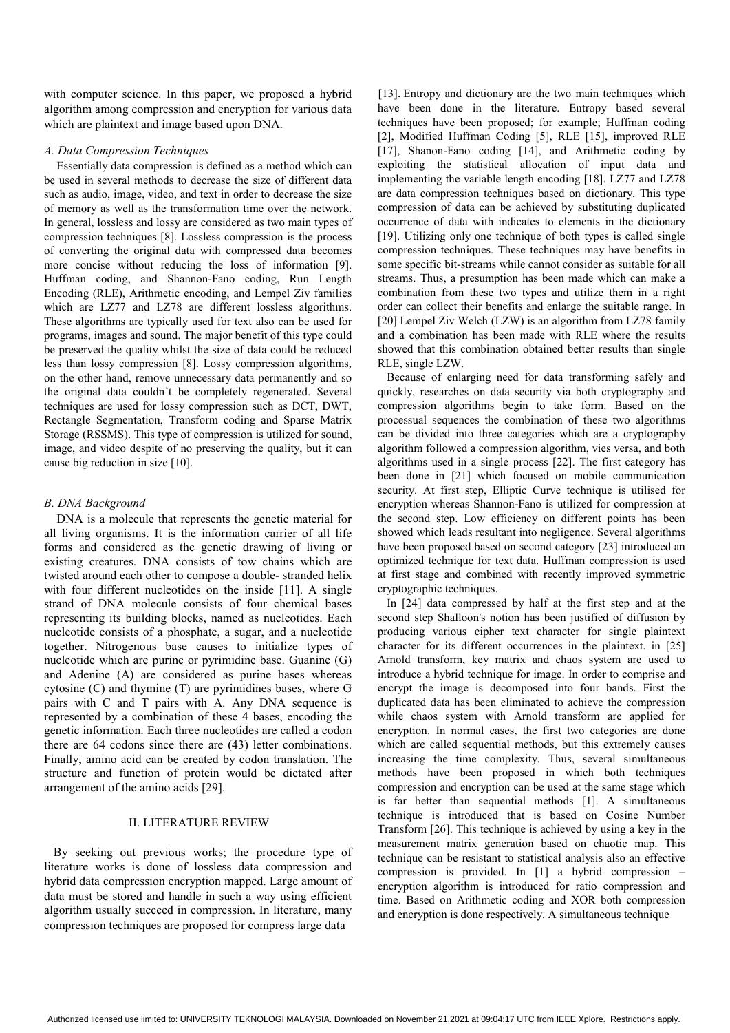with computer science. In this paper, we proposed a hybrid algorithm among compression and encryption for various data which are plaintext and image based upon DNA.

### A. Data Compression Techniques

Essentially data compression is defined as a method which can be used in several methods to decrease the size of different data such as audio, image, video, and text in order to decrease the size of memory as well as the transformation time over the network. In general, lossless and lossy are considered as two main types of compression techniques [8]. Lossless compression is the process of converting the original data with compressed data becomes more concise without reducing the loss of information [9]. Huffman coding, and Shannon-Fano coding, Run Length Encoding (RLE), Arithmetic encoding, and Lempel Ziv families which are LZ77 and LZ78 are different lossless algorithms. These algorithms are typically used for text also can be used for programs, images and sound. The major benefit of this type could be preserved the quality whilst the size of data could be reduced less than lossy compression [8]. Lossy compression algorithms, on the other hand, remove unnecessary data permanently and so the original data couldn't be completely regenerated. Several techniques are used for lossy compression such as DCT, DWT, Rectangle Segmentation, Transform coding and Sparse Matrix Storage (RSSMS). This type of compression is utilized for sound, image, and video despite of no preserving the quality, but it can cause big reduction in size [10].

### B. DNA Background

DNA is a molecule that represents the genetic material for all living organisms. It is the information carrier of all life forms and considered as the genetic drawing of living or existing creatures. DNA consists of tow chains which are twisted around each other to compose a double- stranded helix with four different nucleotides on the inside [11]. A single strand of DNA molecule consists of four chemical bases representing its building blocks, named as nucleotides. Each nucleotide consists of a phosphate, a sugar, and a nucleotide together. Nitrogenous base causes to initialize types of nucleotide which are purine or pyrimidine base. Guanine (G) and Adenine (A) are considered as purine bases whereas cytosine (C) and thymine (T) are pyrimidines bases, where G pairs with C and T pairs with A. Any DNA sequence is represented by a combination of these 4 bases, encoding the genetic information. Each three nucleotides are called a codon there are 64 codons since there are (43) letter combinations. Finally, amino acid can be created by codon translation. The structure and function of protein would be dictated after arrangement of the amino acids [29].

## II. LITERATURE REVIEW

By seeking out previous works; the procedure type of literature works is done of lossless data compression and hybrid data compression encryption mapped. Large amount of data must be stored and handle in such a way using efficient algorithm usually succeed in compression. In literature, many compression techniques are proposed for compress large data [13]. Entropy and dictionary are the two main techniques which have been done in the literature. Entropy based several techniques have been proposed; for example; Huffman coding [2], Modified Huffman Coding [5], RLE [15], improved RLE [17], Shanon-Fano coding [14], and Arithmetic coding by exploiting the statistical allocation of input data and implementing the variable length encoding [18]. LZ77 and LZ78 are data compression techniques based on dictionary. This type compression of data can be achieved by substituting duplicated occurrence of data with indicates to elements in the dictionary [19]. Utilizing only one technique of both types is called single compression techniques. These techniques may have benefits in some specific bit-streams while cannot consider as suitable for all streams. Thus, a presumption has been made which can make a combination from these two types and utilize them in a right order can collect their benefits and enlarge the suitable range. In [20] Lempel Ziv Welch (LZW) is an algorithm from LZ78 family and a combination has been made with RLE where the results showed that this combination obtained better results than single RLE, single LZW.

Because of enlarging need for data transforming safely and quickly, researches on data security via both cryptography and compression algorithms begin to take form. Based on the processual sequences the combination of these two algorithms can be divided into three categories which are a cryptography algorithm followed a compression algorithm, vies versa, and both algorithms used in a single process [22]. The first category has been done in [21] which focused on mobile communication security. At first step, Elliptic Curve technique is utilised for encryption whereas Shannon-Fano is utilized for compression at the second step. Low efficiency on different points has been showed which leads resultant into negligence. Several algorithms have been proposed based on second category [23] introduced an optimized technique for text data. Huffman compression is used at first stage and combined with recently improved symmetric cryptographic techniques.

In [24] data compressed by half at the first step and at the second step Shalloon's notion has been justified of diffusion by producing various cipher text character for single plaintext character for its different occurrences in the plaintext. in [25] Arnold transform, key matrix and chaos system are used to introduce a hybrid technique for image. In order to comprise and encrypt the image is decomposed into four bands. First the duplicated data has been eliminated to achieve the compression while chaos system with Arnold transform are applied for encryption. In normal cases, the first two categories are done which are called sequential methods, but this extremely causes increasing the time complexity. Thus, several simultaneous methods have been proposed in which both techniques compression and encryption can be used at the same stage which is far better than sequential methods [1]. A simultaneous technique is introduced that is based on Cosine Number Transform [26]. This technique is achieved by using a key in the measurement matrix generation based on chaotic map. This technique can be resistant to statistical analysis also an effective compression is provided. In [1] a hybrid compression – encryption algorithm is introduced for ratio compression and time. Based on Arithmetic coding and XOR both compression and encryption is done respectively. A simultaneous technique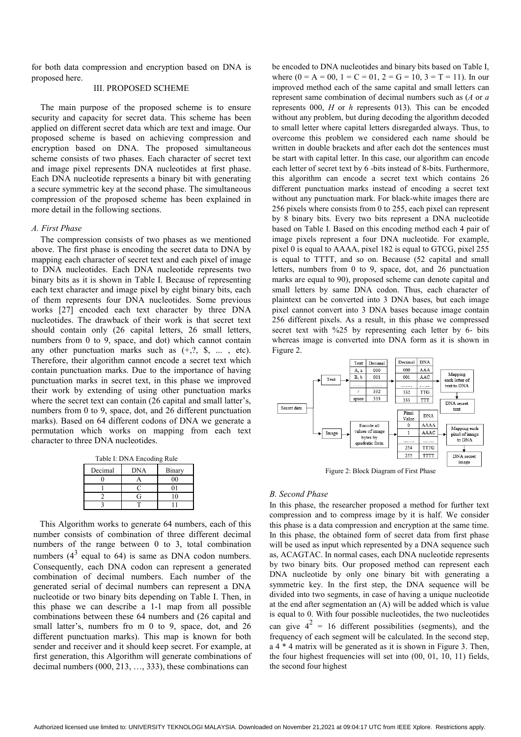for both data compression and encryption based on DNA is proposed here.

## III. PROPOSED SCHEME

The main purpose of the proposed scheme is to ensure security and capacity for secret data. This scheme has been applied on different secret data which are text and image. Our proposed scheme is based on achieving compression and encryption based on DNA. The proposed simultaneous scheme consists of two phases. Each character of secret text and image pixel represents DNA nucleotides at first phase. Each DNA nucleotide represents a binary bit with generating a secure symmetric key at the second phase. The simultaneous compression of the proposed scheme has been explained in more detail in the following sections.

### *A. First Phase*

The compression consists of two phases as we mentioned above. The first phase is encoding the secret data to DNA by mapping each character of secret text and each pixel of image to DNA nucleotides. Each DNA nucleotide represents two binary bits as it is shown in Table I. Because of representing each text character and image pixel by eight binary bits, each of them represents four DNA nucleotides. Some previous works [27] encoded each text character by three DNA nucleotides. The drawback of their work is that secret text should contain only (26 capital letters, 26 small letters, numbers from 0 to 9, space, and dot) which cannot contain any other punctuation marks such as (+,?, $, ... , etc). Therefore, their algorithm cannot encode a secret text which contain punctuation marks. Due to the importance of having punctuation marks in secret text, in this phase we improved their work by extending of using other punctuation marks where the secret text can contain (26 capital and small latter's, numbers from 0 to 9, space, dot, and 26 different punctuation marks). Based on 64 different codons of DNA we generate a permutation which works on mapping from each text character to three DNA nucleotides.

Table I: DNA Encoding Rule

| Decimal | DNA | Binary |
|---|---|---|
| 0 | A | 00 |
| 1 | C | 01 |
| 2 | G | 10 |
| 3 | T | 11 |

This Algorithm works to generate 64 numbers, each of this number consists of combination of three different decimal numbers of the range between 0 to 3, total combination numbers ($4^3$ equal to 64) is same as DNA codon numbers. Consequently, each DNA codon can represent a generated combination of decimal numbers. Each number of the generated serial of decimal numbers can represent a DNA nucleotide or two binary bits depending on Table I. Then, in this phase we can describe a 1-1 map from all possible combinations between these 64 numbers and (26 capital and small latter's, numbers fro m 0 to 9, space, dot, and 26 different punctuation marks). This map is known for both sender and receiver and it should keep secret. For example, at first generation, this Algorithm will generate combinations of decimal numbers (000, 213, …, 333), these combinations can be encoded to DNA nucleotides and binary bits based on Table I, where (0 = A = 00, 1 = C = 01, 2 = G = 10, 3 = T = 11). In our improved method each of the same capital and small letters can represent same combination of decimal numbers such as (*A* or *a* represents 000, *H* or *h* represents 013). This can be encoded without any problem, but during decoding the algorithm decoded to small letter where capital letters disregarded always. Thus, to overcome this problem we considered each name should be written in double brackets and after each dot the sentences must be start with capital letter. In this case, our algorithm can encode each letter of secret text by 6 -bits instead of 8-bits. Furthermore, this algorithm can encode a secret text which contains 26 different punctuation marks instead of encoding a secret text without any punctuation mark. For black-white images there are 256 pixels where consists from 0 to 255, each pixel can represent by 8 binary bits. Every two bits represent a DNA nucleotide based on Table I. Based on this encoding method each 4 pair of image pixels represent a four DNA nucleotide. For example, pixel 0 is equal to AAAA, pixel 182 is equal to GTCG, pixel 255 is equal to TTTT, and so on. Because (52 capital and small letters, numbers from 0 to 9, space, dot, and 26 punctuation marks are equal to 90), proposed scheme can denote capital and small letters by same DNA codon. Thus, each character of plaintext can be converted into 3 DNA bases, but each image pixel cannot convert into 3 DNA bases because image contain 256 different pixels. As a result, in this phase we compressed secret text with %25 by representing each letter by 6- bits whereas image is converted into DNA form as it is shown in Figure 2.

Figure 2: Block Diagram of First Phase

### *B. Second Phase*

In this phase, the researcher proposed a method for further text compression and to compress image by it is half. We consider this phase is a data compression and encryption at the same time. In this phase, the obtained form of secret data from first phase will be used as input which represented by a DNA sequence such as, ACAGTAC. In normal cases, each DNA nucleotide represents by two binary bits. Our proposed method can represent each DNA nucleotide by only one binary bit with generating a symmetric key. In the first step, the DNA sequence will be divided into two segments, in case of having a unique nucleotide at the end after segmentation an (A) will be added which is value is equal to 0. With four possible nucleotides, the two nucleotides can give $4^2$ = 16 different possibilities (segments), and the frequency of each segment will be calculated. In the second step, a 4 * 4 matrix will be generated as it is shown in Figure 3. Then, the four highest frequencies will set into (00, 01, 10, 11) fields, the second four highest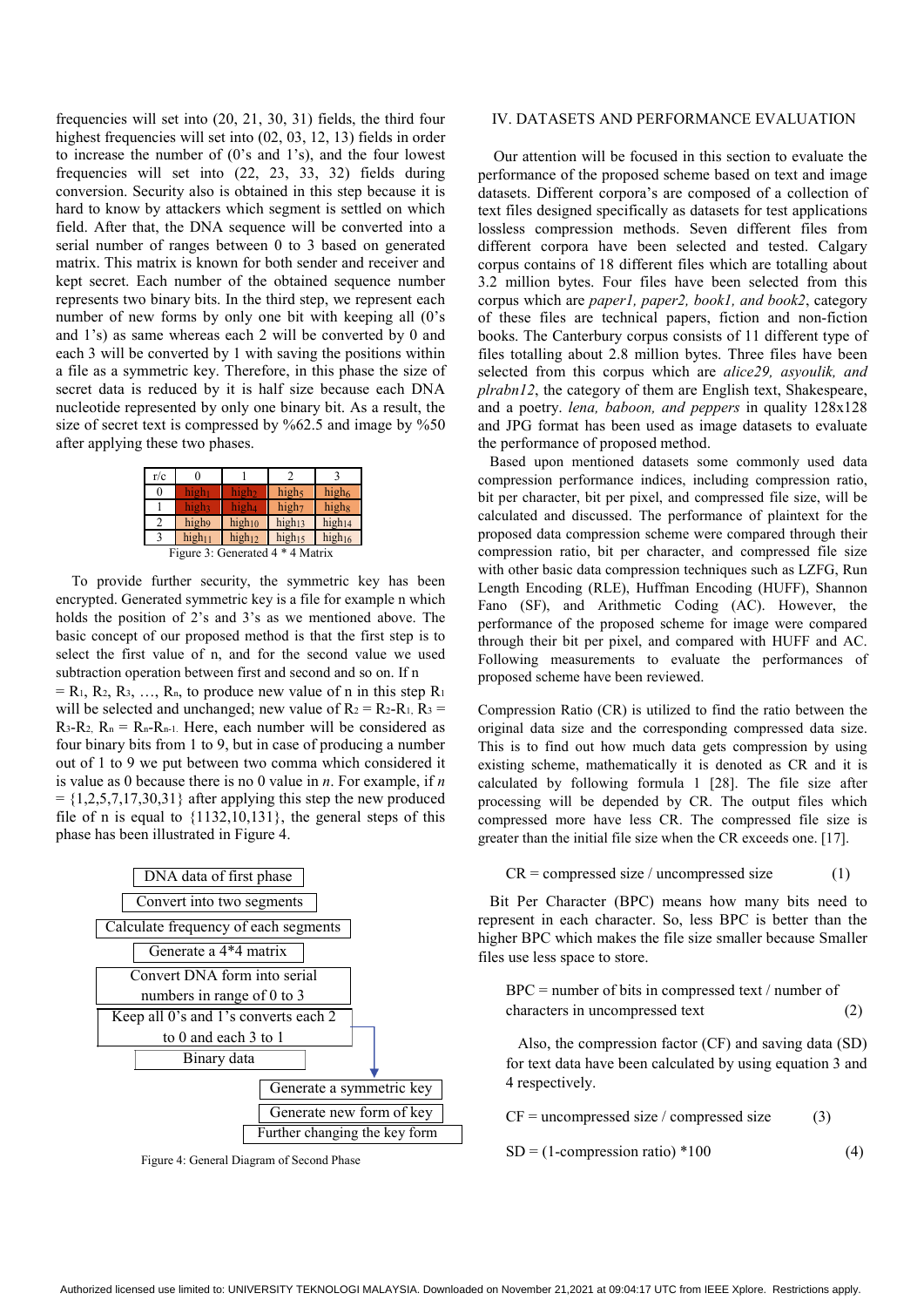frequencies will set into (20, 21, 30, 31) fields, the third four highest frequencies will set into (02, 03, 12, 13) fields in order to increase the number of (0's and 1's), and the four lowest frequencies will set into (22, 23, 33, 32) fields during conversion. Security also is obtained in this step because it is hard to know by attackers which segment is settled on which field. After that, the DNA sequence will be converted into a serial number of ranges between 0 to 3 based on generated matrix. This matrix is known for both sender and receiver and kept secret. Each number of the obtained sequence number represents two binary bits. In the third step, we represent each number of new forms by only one bit with keeping all (0's and 1's) as same whereas each 2 will be converted by 0 and each 3 will be converted by 1 with saving the positions within a file as a symmetric key. Therefore, in this phase the size of secret data is reduced by it is half size because each DNA nucleotide represented by only one binary bit. As a result, the size of secret text is compressed by %62.5 and image by %50 after applying these two phases.

| r/c | 0 | 1 | 2 | 3 |
|---|---|---|---|---|
| 0 | $high_1$ | $high_2$ | $high_5$ | $high_6$ |
| 1 | $high_3$ | $high_4$ | $high_7$ | $high_8$ |
| 2 | $high_9$ | $high_{10}$ | $high_{13}$ | $high_{14}$ |
| 3 | $high_{11}$ | $high_{12}$ | $high_{15}$ | $high_{16}$ |

Figure 3: Generated 4 * 4 Matrix

To provide further security, the symmetric key has been encrypted. Generated symmetric key is a file for example n which holds the position of 2's and 3's as we mentioned above. The basic concept of our proposed method is that the first step is to select the first value of n, and for the second value we used subtraction operation between first and second and so on. If n $= R_1, R_2, R_3, \ldots, R_n$, to produce new value of n in this step $R_1$ will be selected and unchanged; new value of $R_2 = R_2 - R_1$, $R_3 = R_3 - R_2$, $R_n = R_n - R_{n-1}$. Here, each number will be considered as four binary bits from 1 to 9, but in case of producing a number out of 1 to 9 we put between two comma which considered it is value as 0 because there is no 0 value in *n*. For example, if *n* = {1,2,5,7,17,30,31} after applying this step the new produced file of n is equal to {1132,10,131}, the general steps of this phase has been illustrated in Figure 4.

DNA data of first phase → Convert into two segments → Calculate frequency of each segments → Generate a 4*4 matrix → Convert DNA form into serial numbers in range of 0 to 3 → Keep all 0's and 1's converts each 2 to 0 and each 3 to 1 → Binary data; Generate a symmetric key → Generate new form of key → Further changing the key form

Figure 4: General Diagram of Second Phase

## IV. DATASETS AND PERFORMANCE EVALUATION

Our attention will be focused in this section to evaluate the performance of the proposed scheme based on text and image datasets. Different corpora's are composed of a collection of text files designed specifically as datasets for test applications lossless compression methods. Seven different files from different corpora have been selected and tested. Calgary corpus contains of 18 different files which are totalling about 3.2 million bytes. Four files have been selected from this corpus which are *paper1, paper2, book1, and book2*, category of these files are technical papers, fiction and non-fiction books. The Canterbury corpus consists of 11 different type of files totalling about 2.8 million bytes. Three files have been selected from this corpus which are *alice29, asyoulik, and plrabn12*, the category of them are English text, Shakespeare, and a poetry. *lena, baboon, and peppers* in quality 128x128 and JPG format has been used as image datasets to evaluate the performance of proposed method.

Based upon mentioned datasets some commonly used data compression performance indices, including compression ratio, bit per character, bit per pixel, and compressed file size, will be calculated and discussed. The performance of plaintext for the proposed data compression scheme were compared through their compression ratio, bit per character, and compressed file size with other basic data compression techniques such as LZFG, Run Length Encoding (RLE), Huffman Encoding (HUFF), Shannon Fano (SF), and Arithmetic Coding (AC). However, the performance of the proposed scheme for image were compared through their bit per pixel, and compared with HUFF and AC. Following measurements to evaluate the performances of proposed scheme have been reviewed.

Compression Ratio (CR) is utilized to find the ratio between the original data size and the corresponding compressed data size. This is to find out how much data gets compression by using existing scheme, mathematically it is denoted as CR and it is calculated by following formula 1 [28]. The file size after processing will be depended by CR. The output files which compressed more have less CR. The compressed file size is greater than the initial file size when the CR exceeds one. [17].

$$CR = \text{compressed size} / \text{uncompressed size} \qquad (1)$$

Bit Per Character (BPC) means how many bits need to represent in each character. So, less BPC is better than the higher BPC which makes the file size smaller because Smaller files use less space to store.

$$BPC = \text{number of bits in compressed text} / \text{number of characters in uncompressed text} \qquad (2)$$

Also, the compression factor (CF) and saving data (SD) for text data have been calculated by using equation 3 and 4 respectively.

$$CF = \text{uncompressed size} / \text{compressed size} \qquad (3)$$

$$SD = (1 - \text{compression ratio}) * 100 \qquad (4)$$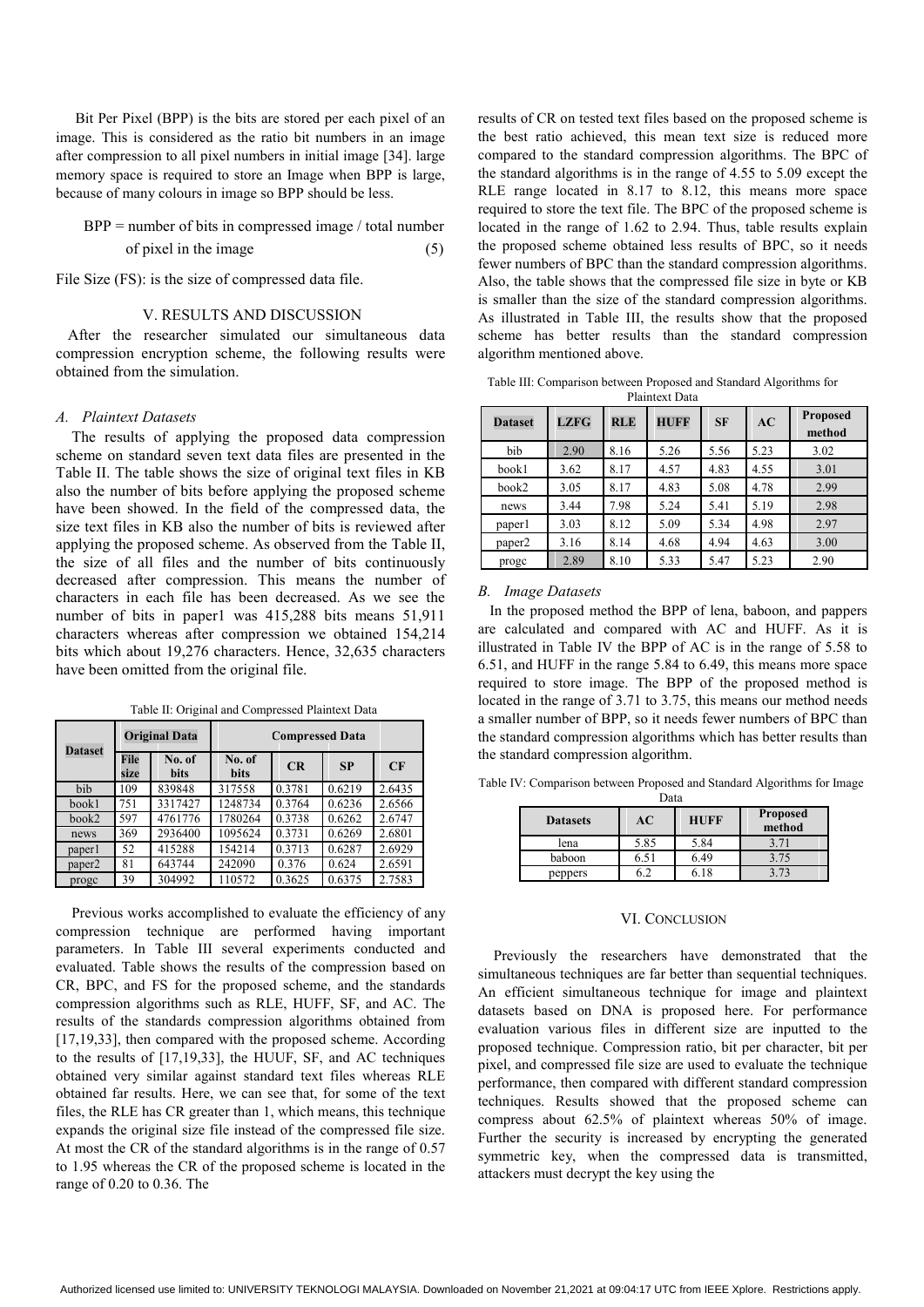Bit Per Pixel (BPP) is the bits are stored per each pixel of an image. This is considered as the ratio bit numbers in an image after compression to all pixel numbers in initial image [34]. large memory space is required to store an Image when BPP is large, because of many colours in image so BPP should be less.

$$BPP = \text{number of bits in compressed image} / \text{total number of pixel in the image} \quad (5)$$

File Size (FS): is the size of compressed data file.

## V. RESULTS AND DISCUSSION

After the researcher simulated our simultaneous data compression encryption scheme, the following results were obtained from the simulation.

### *A. Plaintext Datasets*

The results of applying the proposed data compression scheme on standard seven text data files are presented in the Table II. The table shows the size of original text files in KB also the number of bits before applying the proposed scheme have been showed. In the field of the compressed data, the size text files in KB also the number of bits is reviewed after applying the proposed scheme. As observed from the Table II, the size of all files and the number of bits continuously decreased after compression. This means the number of characters in each file has been decreased. As we see the number of bits in paper1 was 415,288 bits means 51,911 characters whereas after compression we obtained 154,214 bits which about 19,276 characters. Hence, 32,635 characters have been omitted from the original file.

Table II: Original and Compressed Plaintext Data

| Dataset | Original Data | | Compressed Data | | | |
|---|---|---|---|---|---|---|
| | File size | No. of bits | No. of bits | CR | SP | CF |
| bib | 109 | 839848 | 317558 | 0.3781 | 0.6219 | 2.6435 |
| book1 | 751 | 3317427 | 1248734 | 0.3764 | 0.6236 | 2.6566 |
| book2 | 597 | 4761776 | 1780264 | 0.3738 | 0.6262 | 2.6747 |
| news | 369 | 2936400 | 1095624 | 0.3731 | 0.6269 | 2.6801 |
| paper1 | 52 | 415288 | 154214 | 0.3713 | 0.6287 | 2.6929 |
| paper2 | 81 | 643744 | 242090 | 0.376 | 0.624 | 2.6591 |
| progc | 39 | 304992 | 110572 | 0.3625 | 0.6375 | 2.7583 |

Previous works accomplished to evaluate the efficiency of any compression technique are performed having important parameters. In Table III several experiments conducted and evaluated. Table shows the results of the compression based on CR, BPC, and FS for the proposed scheme, and the standards compression algorithms such as RLE, HUFF, SF, and AC. The results of the standards compression algorithms obtained from [17,19,33], then compared with the proposed scheme. According to the results of [17,19,33], the HUUF, SF, and AC techniques obtained very similar against standard text files whereas RLE obtained far results. Here, we can see that, for some of the text files, the RLE has CR greater than 1, which means, this technique expands the original size file instead of the compressed file size. At most the CR of the standard algorithms is in the range of 0.57 to 1.95 whereas the CR of the proposed scheme is located in the range of 0.20 to 0.36. The results of CR on tested text files based on the proposed scheme is the best ratio achieved, this mean text size is reduced more compared to the standard compression algorithms. The BPC of the standard algorithms is in the range of 4.55 to 5.09 except the RLE range located in 8.17 to 8.12, this means more space required to store the text file. The BPC of the proposed scheme is located in the range of 1.62 to 2.94. Thus, table results explain the proposed scheme obtained less results of BPC, so it needs fewer numbers of BPC than the standard compression algorithms. Also, the table shows that the compressed file size in byte or KB is smaller than the size of the standard compression algorithms. As illustrated in Table III, the results show that the proposed scheme has better results than the standard compression algorithm mentioned above.

Table III: Comparison between Proposed and Standard Algorithms for Plaintext Data

| Dataset | LZFG | RLE | HUFF | SF | AC | Proposed method |
|---|---|---|---|---|---|---|
| bib | 2.90 | 8.16 | 5.26 | 5.56 | 5.23 | 3.02 |
| book1 | 3.62 | 8.17 | 4.57 | 4.83 | 4.55 | 3.01 |
| book2 | 3.05 | 8.17 | 4.83 | 5.08 | 4.78 | 2.99 |
| news | 3.44 | 7.98 | 5.24 | 5.41 | 5.19 | 2.98 |
| paper1 | 3.03 | 8.12 | 5.09 | 5.34 | 4.98 | 2.97 |
| paper2 | 3.16 | 8.14 | 4.68 | 4.94 | 4.63 | 3.00 |
| progc | 2.89 | 8.10 | 5.33 | 5.47 | 5.23 | 2.90 |

### *B. Image Datasets*

In the proposed method the BPP of lena, baboon, and pappers are calculated and compared with AC and HUFF. As it is illustrated in Table IV the BPP of AC is in the range of 5.58 to 6.51, and HUFF in the range 5.84 to 6.49, this means more space required to store image. The BPP of the proposed method is located in the range of 3.71 to 3.75, this means our method needs a smaller number of BPP, so it needs fewer numbers of BPC than the standard compression algorithms which has better results than the standard compression algorithm.

Table IV: Comparison between Proposed and Standard Algorithms for Image Data

| Datasets | AC | HUFF | Proposed method |
|---|---|---|---|
| lena | 5.85 | 5.84 | 3.71 |
| baboon | 6.51 | 6.49 | 3.75 |
| peppers | 6.2 | 6.18 | 3.73 |

## VI. CONCLUSION

Previously the researchers have demonstrated that the simultaneous techniques are far better than sequential techniques. An efficient simultaneous technique for image and plaintext datasets based on DNA is proposed here. For performance evaluation various files in different size are inputted to the proposed technique. Compression ratio, bit per character, bit per pixel, and compressed file size are used to evaluate the technique performance, then compared with different standard compression techniques. Results showed that the proposed scheme can compress about 62.5% of plaintext whereas 50% of image. Further the security is increased by encrypting the generated symmetric key, when the compressed data is transmitted, attackers must decrypt the key using the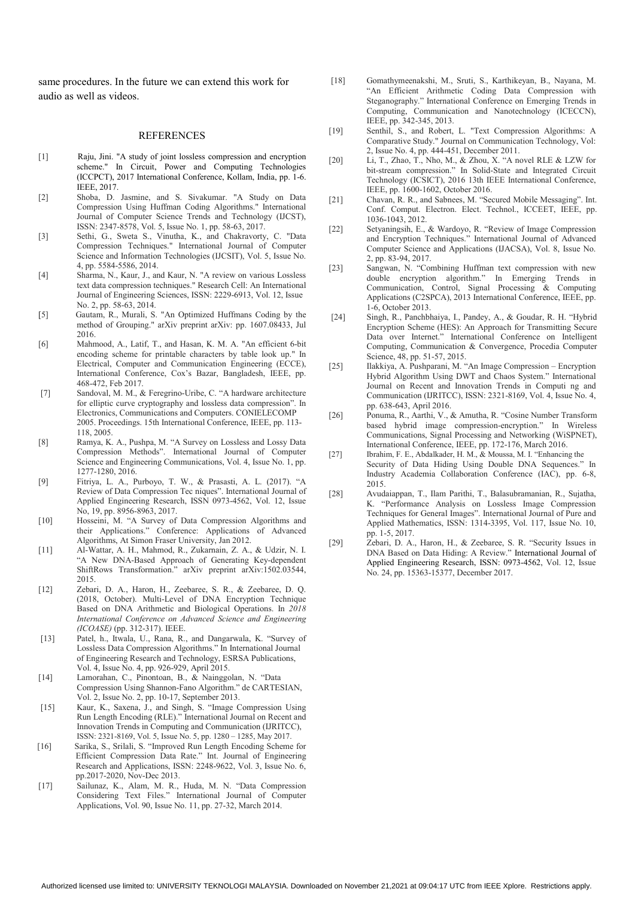same procedures. In the future we can extend this work for audio as well as videos.

## REFERENCES

[1] Raju, Jini. "A study of joint lossless compression and encryption scheme." In Circuit, Power and Computing Technologies (ICCPCT), 2017 International Conference, Kollam, India, pp. 1-6. IEEE, 2017.

[2] Shoba, D. Jasmine, and S. Sivakumar. "A Study on Data Compression Using Huffman Coding Algorithms." International Journal of Computer Science Trends and Technology (IJCST), ISSN: 2347-8578, Vol. 5, Issue No. 1, pp. 58-63, 2017.

[3] Sethi, G., Sweta S., Vinutha, K., and Chakravorty, C. "Data Compression Techniques." International Journal of Computer Science and Information Technologies (IJCSIT), Vol. 5, Issue No. 4, pp. 5584-5586, 2014.

[4] Sharma, N., Kaur, J., and Kaur, N. "A review on various Lossless text data compression techniques." Research Cell: An International Journal of Engineering Sciences, ISSN: 2229-6913, Vol. 12, Issue No. 2, pp. 58-63, 2014.

[5] Gautam, R., Murali, S. "An Optimized Huffmans Coding by the method of Grouping." arXiv preprint arXiv: pp. 1607.08433, Jul 2016.

[6] Mahmood, A., Latif, T., and Hasan, K. M. A. "An efficient 6-bit encoding scheme for printable characters by table look up." In Electrical, Computer and Communication Engineering (ECCE), International Conference, Cox's Bazar, Bangladesh, IEEE, pp. 468-472, Feb 2017.

[7] Sandoval, M. M., & Feregrino-Uribe, C. "A hardware architecture for elliptic curve cryptography and lossless data compression". In Electronics, Communications and Computers. CONIELECOMP 2005. Proceedings. 15th International Conference, IEEE, pp. 113-118, 2005.

[8] Ramya, K. A., Pushpa, M. "A Survey on Lossless and Lossy Data Compression Methods". International Journal of Computer Science and Engineering Communications, Vol. 4, Issue No. 1, pp. 1277-1280, 2016.

[9] Fitriya, L. A., Purboyo, T. W., & Prasasti, A. L. (2017). "A Review of Data Compression Tec niques". International Journal of Applied Engineering Research, ISSN 0973-4562, Vol. 12, Issue No, 19, pp. 8956-8963, 2017.

[10] Hosseini, M. "A Survey of Data Compression Algorithms and their Applications." Conference: Applications of Advanced Algorithms, At Simon Fraser University, Jan 2012.

[11] Al-Wattar, A. H., Mahmod, R., Zukarnain, Z. A., & Udzir, N. I. "A New DNA-Based Approach of Generating Key-dependent ShiftRows Transformation." arXiv preprint arXiv:1502.03544, 2015.

[12] Zebari, D. A., Haron, H., Zeebaree, S. R., & Zeebaree, D. Q. (2018, October). Multi-Level of DNA Encryption Technique Based on DNA Arithmetic and Biological Operations. In *2018 International Conference on Advanced Science and Engineering (ICOASE)* (pp. 312-317). IEEE.

[13] Patel, h., Itwala, U., Rana, R., and Dangarwala, K. "Survey of Lossless Data Compression Algorithms." In International Journal of Engineering Research and Technology, ESRSA Publications, Vol. 4, Issue No. 4, pp. 926-929, April 2015.

[14] Lamorahan, C., Pinontoan, B., & Nainggolan, N. "Data Compression Using Shannon-Fano Algorithm." de CARTESIAN, Vol. 2, Issue No. 2, pp. 10-17, September 2013.

[15] Kaur, K., Saxena, J., and Singh, S. "Image Compression Using Run Length Encoding (RLE)." International Journal on Recent and Innovation Trends in Computing and Communication (IJRITCC), ISSN: 2321-8169, Vol. 5, Issue No. 5, pp. 1280 – 1285, May 2017.

[16] Sarika, S., Srilali, S. "Improved Run Length Encoding Scheme for Efficient Compression Data Rate." Int. Journal of Engineering Research and Applications, ISSN: 2248-9622, Vol. 3, Issue No. 6, pp.2017-2020, Nov-Dec 2013.

[17] Sailunaz, K., Alam, M. R., Huda, M. N. "Data Compression Considering Text Files." International Journal of Computer Applications, Vol. 90, Issue No. 11, pp. 27-32, March 2014.

[18] Gomathymeenakshi, M., Sruti, S., Karthikeyan, B., Nayana, M. "An Efficient Arithmetic Coding Data Compression with Steganography." International Conference on Emerging Trends in Computing, Communication and Nanotechnology (ICECCN), IEEE, pp. 342-345, 2013.

[19] Senthil, S., and Robert, L. "Text Compression Algorithms: A Comparative Study." Journal on Communication Technology, Vol: 2, Issue No. 4, pp. 444-451, December 2011.

[20] Li, T., Zhao, T., Nho, M., & Zhou, X. "A novel RLE & LZW for bit-stream compression." In Solid-State and Integrated Circuit Technology (ICSICT), 2016 13th IEEE International Conference, IEEE, pp. 1600-1602, October 2016.

[21] Chavan, R. R., and Sabnees, M. "Secured Mobile Messaging". Int. Conf. Comput. Electron. Elect. Technol., ICCEET, IEEE, pp. 1036-1043, 2012.

[22] Setyaningsih, E., & Wardoyo, R. "Review of Image Compression and Encryption Techniques." International Journal of Advanced Computer Science and Applications (IJACSA), Vol. 8, Issue No. 2, pp. 83-94, 2017.

[23] Sangwan, N. "Combining Huffman text compression with new double encryption algorithm." In Emerging Trends in Communication, Control, Signal Processing & Computing Applications (C2SPCA), 2013 International Conference, IEEE, pp. 1-6, October 2013.

[24] Singh, R., Panchbhaiya, I., Pandey, A., & Goudar, R. H. "Hybrid Encryption Scheme (HES): An Approach for Transmitting Secure Data over Internet." International Conference on Intelligent Computing, Communication & Convergence, Procedia Computer Science, 48, pp. 51-57, 2015.

[25] Ilakkiya, A. Pushparani, M. "An Image Compression – Encryption Hybrid Algorithm Using DWT and Chaos System." International Journal on Recent and Innovation Trends in Computi ng and Communication (IJRITCC), ISSN: 2321-8169, Vol. 4, Issue No. 4, pp. 638-643, April 2016.

[26] Ponuma, R., Aarthi, V., & Amutha, R. "Cosine Number Transform based hybrid image compression-encryption." In Wireless Communications, Signal Processing and Networking (WiSPNET), International Conference, IEEE, pp. 172-176, March 2016.

[27] Ibrahim, F. E., Abdalkader, H. M., & Moussa, M. I. "Enhancing the Security of Data Hiding Using Double DNA Sequences." In Industry Academia Collaboration Conference (IAC), pp. 6-8, 2015.

[28] Avudaiappan, T., Ilam Parithi, T., Balasubramanian, R., Sujatha, K. "Performance Analysis on Lossless Image Compression Techniques for General Images". International Journal of Pure and Applied Mathematics, ISSN: 1314-3395, Vol. 117, Issue No. 10, pp. 1-5, 2017.

[29] Zebari, D. A., Haron, H., & Zeebaree, S. R. "Security Issues in DNA Based on Data Hiding: A Review." International Journal of Applied Engineering Research, ISSN: 0973-4562, Vol. 12, Issue No. 24, pp. 15363-15377, December 2017.